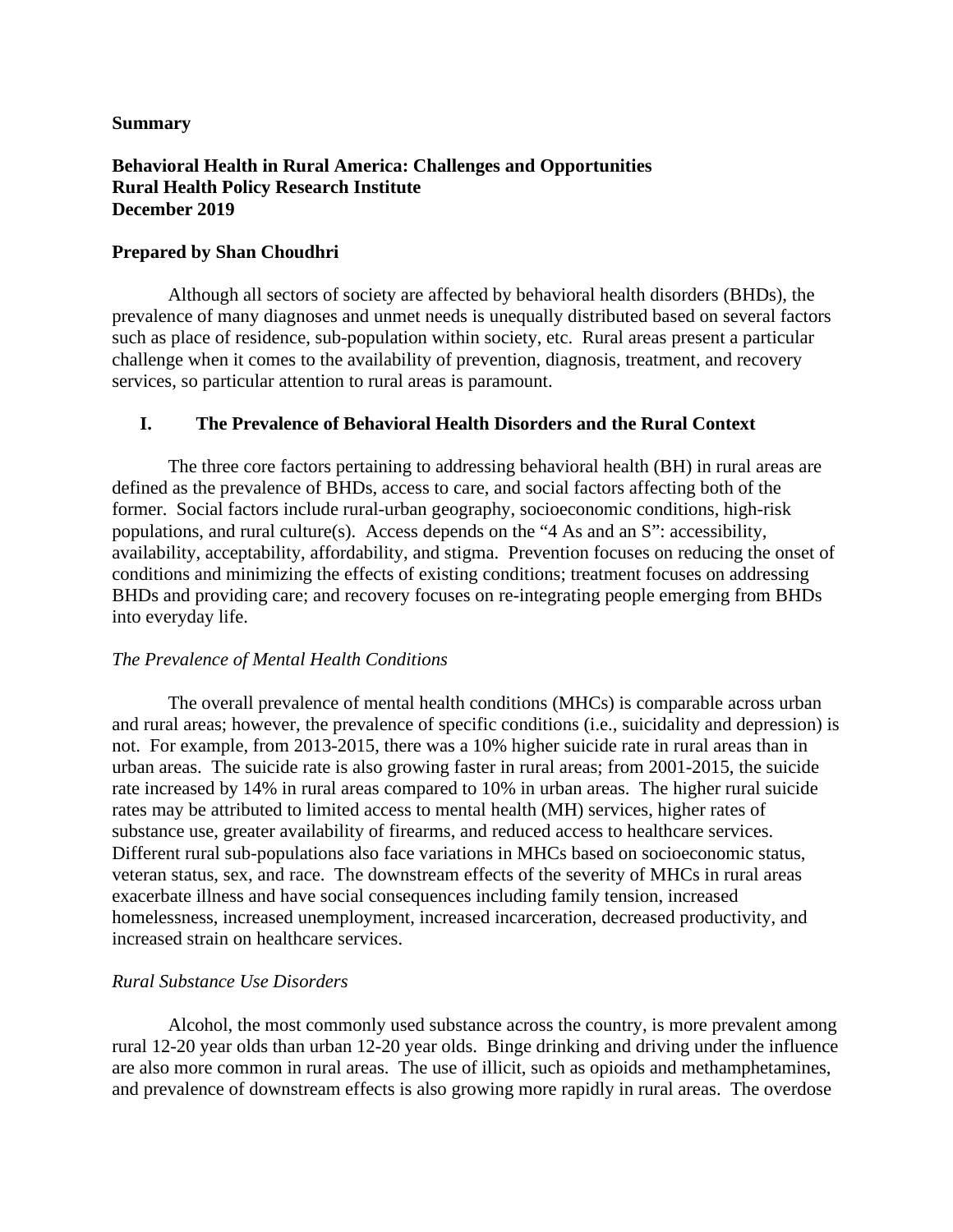**Summary**

**Behavioral Health in Rural America: Challenges and Opportunities**
**Rural Health Policy Research Institute**
**December 2019**

**Prepared by Shan Choudhri**

Although all sectors of society are affected by behavioral health disorders (BHDs), the prevalence of many diagnoses and unmet needs is unequally distributed based on several factors such as place of residence, sub-population within society, etc. Rural areas present a particular challenge when it comes to the availability of prevention, diagnosis, treatment, and recovery services, so particular attention to rural areas is paramount.

## I. The Prevalence of Behavioral Health Disorders and the Rural Context

The three core factors pertaining to addressing behavioral health (BH) in rural areas are defined as the prevalence of BHDs, access to care, and social factors affecting both of the former. Social factors include rural-urban geography, socioeconomic conditions, high-risk populations, and rural culture(s). Access depends on the "4 As and an S": accessibility, availability, acceptability, affordability, and stigma. Prevention focuses on reducing the onset of conditions and minimizing the effects of existing conditions; treatment focuses on addressing BHDs and providing care; and recovery focuses on re-integrating people emerging from BHDs into everyday life.

*The Prevalence of Mental Health Conditions*

The overall prevalence of mental health conditions (MHCs) is comparable across urban and rural areas; however, the prevalence of specific conditions (i.e., suicidality and depression) is not. For example, from 2013-2015, there was a 10% higher suicide rate in rural areas than in urban areas. The suicide rate is also growing faster in rural areas; from 2001-2015, the suicide rate increased by 14% in rural areas compared to 10% in urban areas. The higher rural suicide rates may be attributed to limited access to mental health (MH) services, higher rates of substance use, greater availability of firearms, and reduced access to healthcare services. Different rural sub-populations also face variations in MHCs based on socioeconomic status, veteran status, sex, and race. The downstream effects of the severity of MHCs in rural areas exacerbate illness and have social consequences including family tension, increased homelessness, increased unemployment, increased incarceration, decreased productivity, and increased strain on healthcare services.

*Rural Substance Use Disorders*

Alcohol, the most commonly used substance across the country, is more prevalent among rural 12-20 year olds than urban 12-20 year olds. Binge drinking and driving under the influence are also more common in rural areas. The use of illicit, such as opioids and methamphetamines, and prevalence of downstream effects is also growing more rapidly in rural areas. The overdose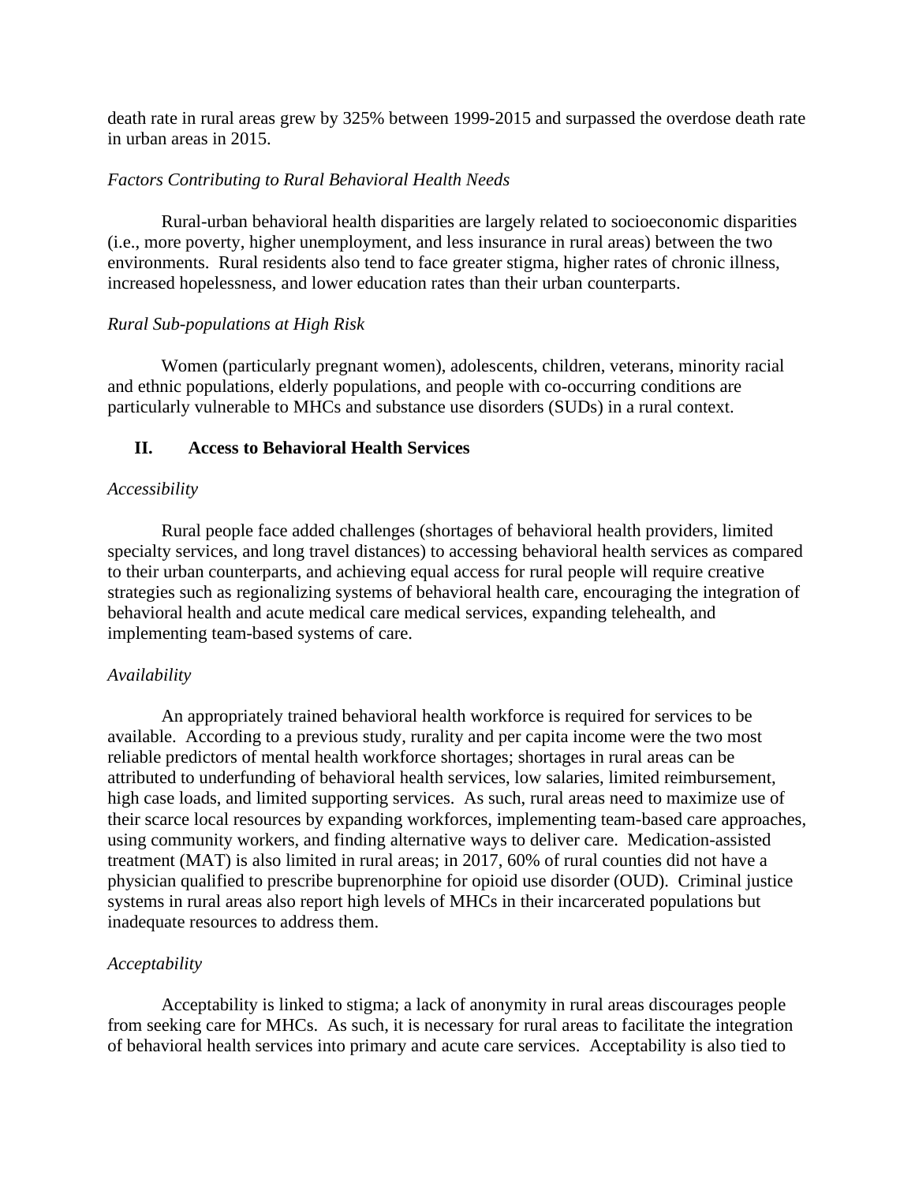death rate in rural areas grew by 325% between 1999-2015 and surpassed the overdose death rate in urban areas in 2015.

*Factors Contributing to Rural Behavioral Health Needs*

Rural-urban behavioral health disparities are largely related to socioeconomic disparities (i.e., more poverty, higher unemployment, and less insurance in rural areas) between the two environments. Rural residents also tend to face greater stigma, higher rates of chronic illness, increased hopelessness, and lower education rates than their urban counterparts.

*Rural Sub-populations at High Risk*

Women (particularly pregnant women), adolescents, children, veterans, minority racial and ethnic populations, elderly populations, and people with co-occurring conditions are particularly vulnerable to MHCs and substance use disorders (SUDs) in a rural context.

## II. Access to Behavioral Health Services

*Accessibility*

Rural people face added challenges (shortages of behavioral health providers, limited specialty services, and long travel distances) to accessing behavioral health services as compared to their urban counterparts, and achieving equal access for rural people will require creative strategies such as regionalizing systems of behavioral health care, encouraging the integration of behavioral health and acute medical care medical services, expanding telehealth, and implementing team-based systems of care.

*Availability*

An appropriately trained behavioral health workforce is required for services to be available. According to a previous study, rurality and per capita income were the two most reliable predictors of mental health workforce shortages; shortages in rural areas can be attributed to underfunding of behavioral health services, low salaries, limited reimbursement, high case loads, and limited supporting services. As such, rural areas need to maximize use of their scarce local resources by expanding workforces, implementing team-based care approaches, using community workers, and finding alternative ways to deliver care. Medication-assisted treatment (MAT) is also limited in rural areas; in 2017, 60% of rural counties did not have a physician qualified to prescribe buprenorphine for opioid use disorder (OUD). Criminal justice systems in rural areas also report high levels of MHCs in their incarcerated populations but inadequate resources to address them.

*Acceptability*

Acceptability is linked to stigma; a lack of anonymity in rural areas discourages people from seeking care for MHCs. As such, it is necessary for rural areas to facilitate the integration of behavioral health services into primary and acute care services. Acceptability is also tied to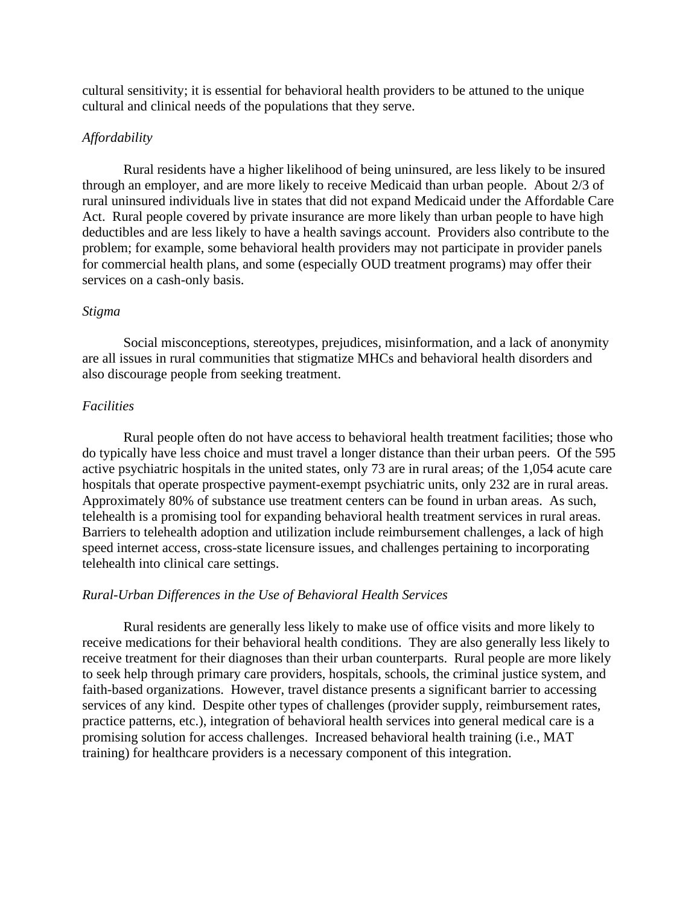cultural sensitivity; it is essential for behavioral health providers to be attuned to the unique cultural and clinical needs of the populations that they serve.

*Affordability*

Rural residents have a higher likelihood of being uninsured, are less likely to be insured through an employer, and are more likely to receive Medicaid than urban people. About 2/3 of rural uninsured individuals live in states that did not expand Medicaid under the Affordable Care Act. Rural people covered by private insurance are more likely than urban people to have high deductibles and are less likely to have a health savings account. Providers also contribute to the problem; for example, some behavioral health providers may not participate in provider panels for commercial health plans, and some (especially OUD treatment programs) may offer their services on a cash-only basis.

*Stigma*

Social misconceptions, stereotypes, prejudices, misinformation, and a lack of anonymity are all issues in rural communities that stigmatize MHCs and behavioral health disorders and also discourage people from seeking treatment.

*Facilities*

Rural people often do not have access to behavioral health treatment facilities; those who do typically have less choice and must travel a longer distance than their urban peers. Of the 595 active psychiatric hospitals in the united states, only 73 are in rural areas; of the 1,054 acute care hospitals that operate prospective payment-exempt psychiatric units, only 232 are in rural areas. Approximately 80% of substance use treatment centers can be found in urban areas. As such, telehealth is a promising tool for expanding behavioral health treatment services in rural areas. Barriers to telehealth adoption and utilization include reimbursement challenges, a lack of high speed internet access, cross-state licensure issues, and challenges pertaining to incorporating telehealth into clinical care settings.

*Rural-Urban Differences in the Use of Behavioral Health Services*

Rural residents are generally less likely to make use of office visits and more likely to receive medications for their behavioral health conditions. They are also generally less likely to receive treatment for their diagnoses than their urban counterparts. Rural people are more likely to seek help through primary care providers, hospitals, schools, the criminal justice system, and faith-based organizations. However, travel distance presents a significant barrier to accessing services of any kind. Despite other types of challenges (provider supply, reimbursement rates, practice patterns, etc.), integration of behavioral health services into general medical care is a promising solution for access challenges. Increased behavioral health training (i.e., MAT training) for healthcare providers is a necessary component of this integration.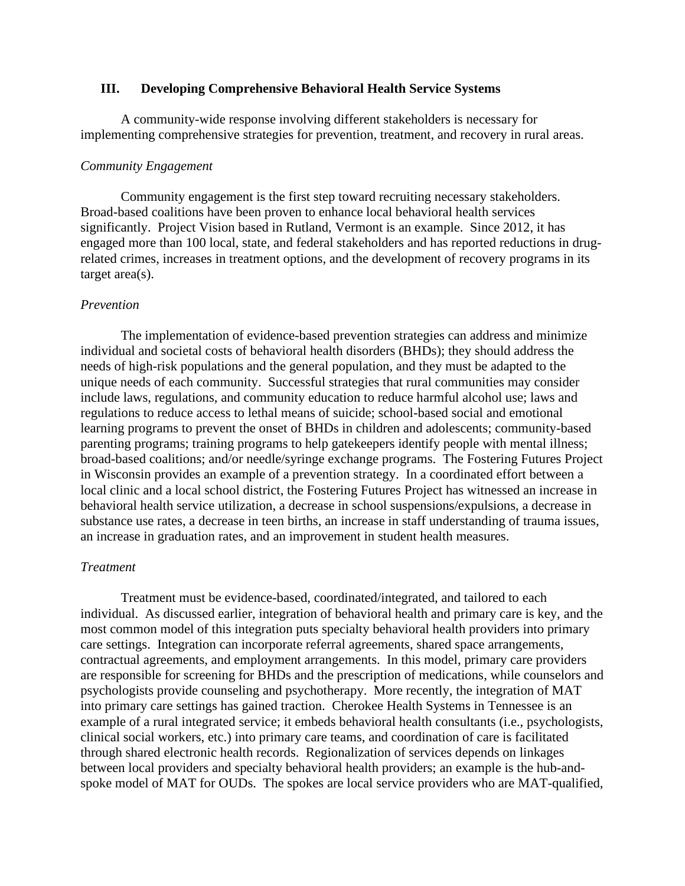## III. Developing Comprehensive Behavioral Health Service Systems

A community-wide response involving different stakeholders is necessary for implementing comprehensive strategies for prevention, treatment, and recovery in rural areas.

### *Community Engagement*

Community engagement is the first step toward recruiting necessary stakeholders. Broad-based coalitions have been proven to enhance local behavioral health services significantly. Project Vision based in Rutland, Vermont is an example. Since 2012, it has engaged more than 100 local, state, and federal stakeholders and has reported reductions in drug-related crimes, increases in treatment options, and the development of recovery programs in its target area(s).

### *Prevention*

The implementation of evidence-based prevention strategies can address and minimize individual and societal costs of behavioral health disorders (BHDs); they should address the needs of high-risk populations and the general population, and they must be adapted to the unique needs of each community. Successful strategies that rural communities may consider include laws, regulations, and community education to reduce harmful alcohol use; laws and regulations to reduce access to lethal means of suicide; school-based social and emotional learning programs to prevent the onset of BHDs in children and adolescents; community-based parenting programs; training programs to help gatekeepers identify people with mental illness; broad-based coalitions; and/or needle/syringe exchange programs. The Fostering Futures Project in Wisconsin provides an example of a prevention strategy. In a coordinated effort between a local clinic and a local school district, the Fostering Futures Project has witnessed an increase in behavioral health service utilization, a decrease in school suspensions/expulsions, a decrease in substance use rates, a decrease in teen births, an increase in staff understanding of trauma issues, an increase in graduation rates, and an improvement in student health measures.

### *Treatment*

Treatment must be evidence-based, coordinated/integrated, and tailored to each individual. As discussed earlier, integration of behavioral health and primary care is key, and the most common model of this integration puts specialty behavioral health providers into primary care settings. Integration can incorporate referral agreements, shared space arrangements, contractual agreements, and employment arrangements. In this model, primary care providers are responsible for screening for BHDs and the prescription of medications, while counselors and psychologists provide counseling and psychotherapy. More recently, the integration of MAT into primary care settings has gained traction. Cherokee Health Systems in Tennessee is an example of a rural integrated service; it embeds behavioral health consultants (i.e., psychologists, clinical social workers, etc.) into primary care teams, and coordination of care is facilitated through shared electronic health records. Regionalization of services depends on linkages between local providers and specialty behavioral health providers; an example is the hub-and-spoke model of MAT for OUDs. The spokes are local service providers who are MAT-qualified,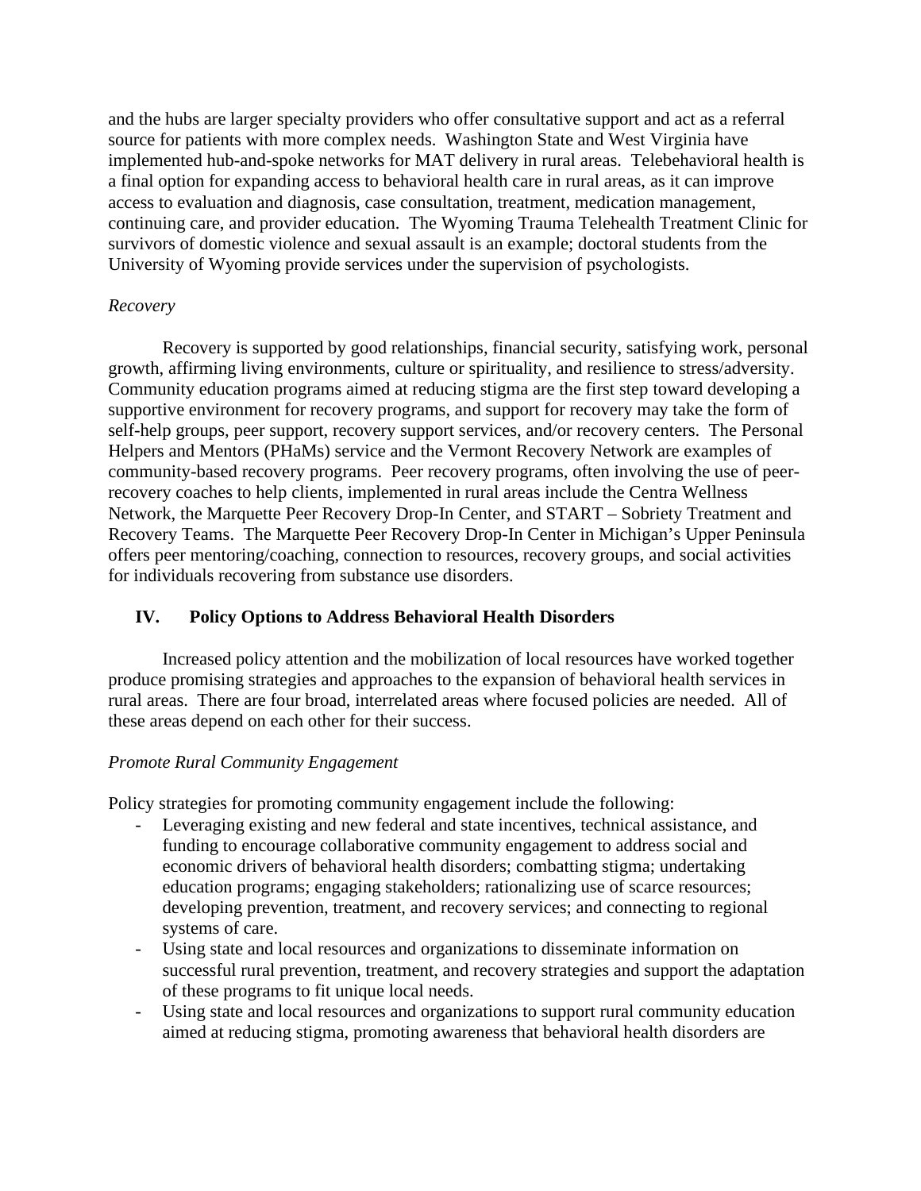and the hubs are larger specialty providers who offer consultative support and act as a referral source for patients with more complex needs. Washington State and West Virginia have implemented hub-and-spoke networks for MAT delivery in rural areas. Telebehavioral health is a final option for expanding access to behavioral health care in rural areas, as it can improve access to evaluation and diagnosis, case consultation, treatment, medication management, continuing care, and provider education. The Wyoming Trauma Telehealth Treatment Clinic for survivors of domestic violence and sexual assault is an example; doctoral students from the University of Wyoming provide services under the supervision of psychologists.

*Recovery*

Recovery is supported by good relationships, financial security, satisfying work, personal growth, affirming living environments, culture or spirituality, and resilience to stress/adversity. Community education programs aimed at reducing stigma are the first step toward developing a supportive environment for recovery programs, and support for recovery may take the form of self-help groups, peer support, recovery support services, and/or recovery centers. The Personal Helpers and Mentors (PHaMs) service and the Vermont Recovery Network are examples of community-based recovery programs. Peer recovery programs, often involving the use of peer-recovery coaches to help clients, implemented in rural areas include the Centra Wellness Network, the Marquette Peer Recovery Drop-In Center, and START – Sobriety Treatment and Recovery Teams. The Marquette Peer Recovery Drop-In Center in Michigan's Upper Peninsula offers peer mentoring/coaching, connection to resources, recovery groups, and social activities for individuals recovering from substance use disorders.

## IV. Policy Options to Address Behavioral Health Disorders

Increased policy attention and the mobilization of local resources have worked together produce promising strategies and approaches to the expansion of behavioral health services in rural areas. There are four broad, interrelated areas where focused policies are needed. All of these areas depend on each other for their success.

*Promote Rural Community Engagement*

Policy strategies for promoting community engagement include the following:

- Leveraging existing and new federal and state incentives, technical assistance, and funding to encourage collaborative community engagement to address social and economic drivers of behavioral health disorders; combatting stigma; undertaking education programs; engaging stakeholders; rationalizing use of scarce resources; developing prevention, treatment, and recovery services; and connecting to regional systems of care.
- Using state and local resources and organizations to disseminate information on successful rural prevention, treatment, and recovery strategies and support the adaptation of these programs to fit unique local needs.
- Using state and local resources and organizations to support rural community education aimed at reducing stigma, promoting awareness that behavioral health disorders are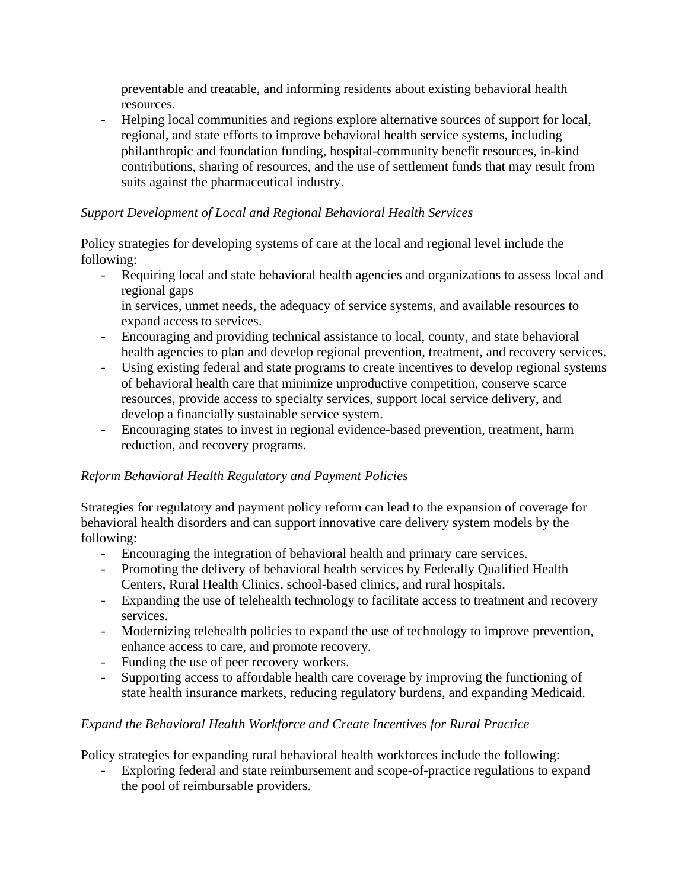preventable and treatable, and informing residents about existing behavioral health resources.
- Helping local communities and regions explore alternative sources of support for local, regional, and state efforts to improve behavioral health service systems, including philanthropic and foundation funding, hospital-community benefit resources, in-kind contributions, sharing of resources, and the use of settlement funds that may result from suits against the pharmaceutical industry.

*Support Development of Local and Regional Behavioral Health Services*

Policy strategies for developing systems of care at the local and regional level include the following:
- Requiring local and state behavioral health agencies and organizations to assess local and regional gaps in services, unmet needs, the adequacy of service systems, and available resources to expand access to services.
- Encouraging and providing technical assistance to local, county, and state behavioral health agencies to plan and develop regional prevention, treatment, and recovery services.
- Using existing federal and state programs to create incentives to develop regional systems of behavioral health care that minimize unproductive competition, conserve scarce resources, provide access to specialty services, support local service delivery, and develop a financially sustainable service system.
- Encouraging states to invest in regional evidence-based prevention, treatment, harm reduction, and recovery programs.

*Reform Behavioral Health Regulatory and Payment Policies*

Strategies for regulatory and payment policy reform can lead to the expansion of coverage for behavioral health disorders and can support innovative care delivery system models by the following:
- Encouraging the integration of behavioral health and primary care services.
- Promoting the delivery of behavioral health services by Federally Qualified Health Centers, Rural Health Clinics, school-based clinics, and rural hospitals.
- Expanding the use of telehealth technology to facilitate access to treatment and recovery services.
- Modernizing telehealth policies to expand the use of technology to improve prevention, enhance access to care, and promote recovery.
- Funding the use of peer recovery workers.
- Supporting access to affordable health care coverage by improving the functioning of state health insurance markets, reducing regulatory burdens, and expanding Medicaid.

*Expand the Behavioral Health Workforce and Create Incentives for Rural Practice*

Policy strategies for expanding rural behavioral health workforces include the following:
- Exploring federal and state reimbursement and scope-of-practice regulations to expand the pool of reimbursable providers.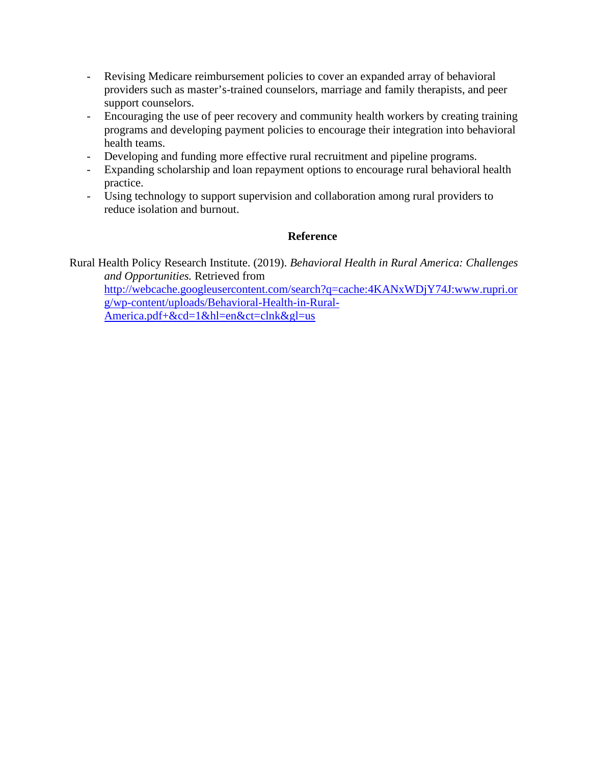- Revising Medicare reimbursement policies to cover an expanded array of behavioral providers such as master's-trained counselors, marriage and family therapists, and peer support counselors.
- Encouraging the use of peer recovery and community health workers by creating training programs and developing payment policies to encourage their integration into behavioral health teams.
- Developing and funding more effective rural recruitment and pipeline programs.
- Expanding scholarship and loan repayment options to encourage rural behavioral health practice.
- Using technology to support supervision and collaboration among rural providers to reduce isolation and burnout.

## Reference

Rural Health Policy Research Institute. (2019). *Behavioral Health in Rural America: Challenges and Opportunities.* Retrieved from http://webcache.googleusercontent.com/search?q=cache:4KANxWDjY74J:www.rupri.org/wp-content/uploads/Behavioral-Health-in-Rural-America.pdf+&cd=1&hl=en&ct=clnk&gl=us